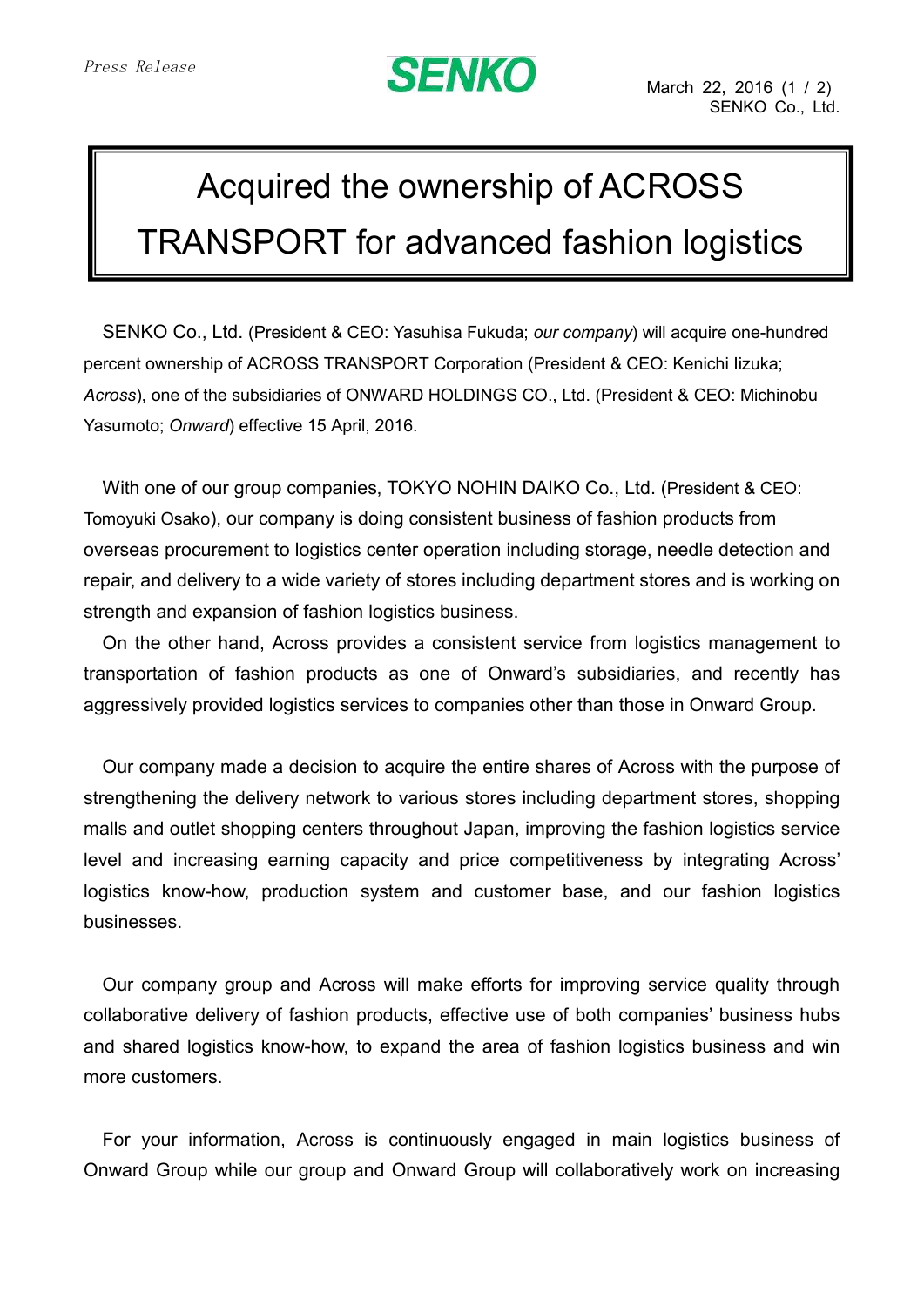Press Release

SENKO

March 22, 2016

SENKO Co., Ltd.

# Acquired the ownership of ACROSS TRANSPORT for advanced fashion logistics

SENKO Co., Ltd. (President & CEO: Yasuhisa Fukuda; *our company*) will acquire one-hundred percent ownership of ACROSS TRANSPORT Corporation (President & CEO: Kenichi Iizuka; *Across*), one of the subsidiaries of ONWARD HOLDINGS CO., Ltd. (President & CEO: Michinobu Yasumoto; *Onward*) effective 15 April, 2016.

With one of our group companies, TOKYO NOHIN DAIKO Co., Ltd. (President & CEO: Tomoyuki Osako), our company is doing consistent business of fashion products from overseas procurement to logistics center operation including storage, needle detection and repair, and delivery to a wide variety of stores including department stores and is working on strength and expansion of fashion logistics business.

On the other hand, Across provides a consistent service from logistics management to transportation of fashion products as one of Onward's subsidiaries, and recently has aggressively provided logistics services to companies other than those in Onward Group.

Our company made a decision to acquire the entire shares of Across with the purpose of strengthening the delivery network to various stores including department stores, shopping malls and outlet shopping centers throughout Japan, improving the fashion logistics service level and increasing earning capacity and price competitiveness by integrating Across' logistics know-how, production system and customer base, and our fashion logistics businesses.

Our company group and Across will make efforts for improving service quality through collaborative delivery of fashion products, effective use of both companies' business hubs and shared logistics know-how, to expand the area of fashion logistics business and win more customers.

For your information, Across is continuously engaged in main logistics business of Onward Group while our group and Onward Group will collaboratively work on increasing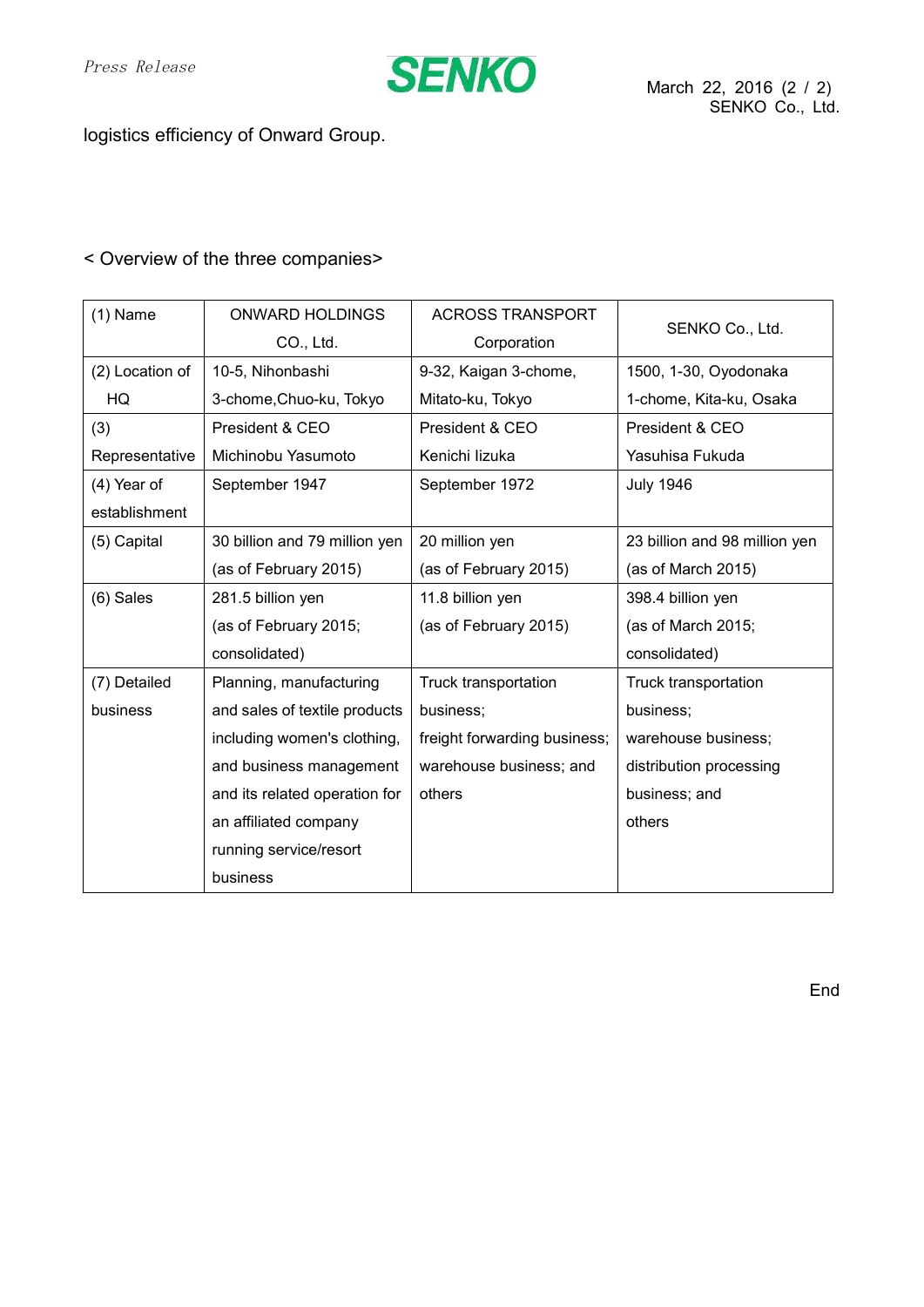logistics efficiency of Onward Group.

< Overview of the three companies>

| (1) Name | ONWARD HOLDINGS CO., Ltd. | ACROSS TRANSPORT Corporation | SENKO Co., Ltd. |
|---|---|---|---|
| (2) Location of HQ | 10-5, Nihonbashi 3-chome,Chuo-ku, Tokyo | 9-32, Kaigan 3-chome, Mitato-ku, Tokyo | 1500, 1-30, Oyodonaka 1-chome, Kita-ku, Osaka |
| (3) Representative | President & CEO Michinobu Yasumoto | President & CEO Kenichi Iizuka | President & CEO Yasuhisa Fukuda |
| (4) Year of establishment | September 1947 | September 1972 | July 1946 |
| (5) Capital | 30 billion and 79 million yen (as of February 2015) | 20 million yen (as of February 2015) | 23 billion and 98 million yen (as of March 2015) |
| (6) Sales | 281.5 billion yen (as of February 2015; consolidated) | 11.8 billion yen (as of February 2015) | 398.4 billion yen (as of March 2015; consolidated) |
| (7) Detailed business | Planning, manufacturing and sales of textile products including women's clothing, and business management and its related operation for an affiliated company running service/resort business | Truck transportation business; freight forwarding business; warehouse business; and others | Truck transportation business; warehouse business; distribution processing business; and others |

End